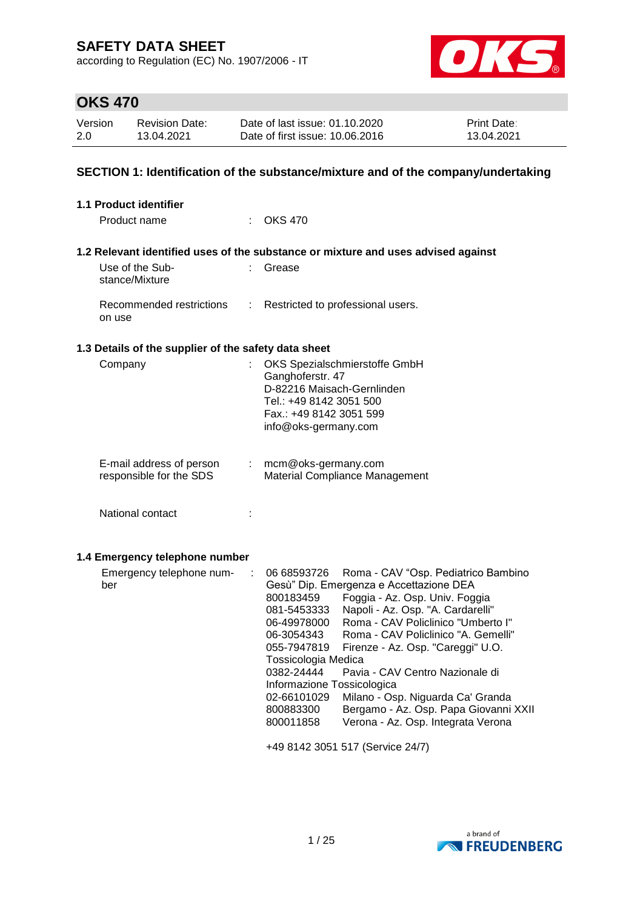# SAFETY DATA SHEET

according to Regulation (EC) No. 1907/2006 - IT

## OKS 470

| Version | Revision Date: | Date of last issue: 01.10.2020 | Print Date: |
|---|---|---|---|
| 2.0 | 13.04.2021 | Date of first issue: 10.06.2016 | 13.04.2021 |

## SECTION 1: Identification of the substance/mixture and of the company/undertaking

### 1.1 Product identifier

Product name : OKS 470

### 1.2 Relevant identified uses of the substance or mixture and uses advised against

Use of the Substance/Mixture : Grease

Recommended restrictions on use : Restricted to professional users.

### 1.3 Details of the supplier of the safety data sheet

Company :
OKS Spezialschmierstoffe GmbH
Ganghoferstr. 47
D-82216 Maisach-Gernlinden
Tel.: +49 8142 3051 500
Fax.: +49 8142 3051 599
info@oks-germany.com

E-mail address of person responsible for the SDS :
mcm@oks-germany.com
Material Compliance Management

National contact :

### 1.4 Emergency telephone number

Emergency telephone number :

06 68593726 Roma - CAV "Osp. Pediatrico Bambino Gesù" Dip. Emergenza e Accettazione DEA
800183459 Foggia - Az. Osp. Univ. Foggia
081-5453333 Napoli - Az. Osp. "A. Cardarelli"
06-49978000 Roma - CAV Policlinico "Umberto I"
06-3054343 Roma - CAV Policlinico "A. Gemelli"
055-7947819 Firenze - Az. Osp. "Careggi" U.O. Tossicologia Medica
0382-24444 Pavia - CAV Centro Nazionale di Informazione Tossicologica
02-66101029 Milano - Osp. Niguarda Ca' Granda
800883300 Bergamo - Az. Osp. Papa Giovanni XXII
800011858 Verona - Az. Osp. Integrata Verona

+49 8142 3051 517 (Service 24/7)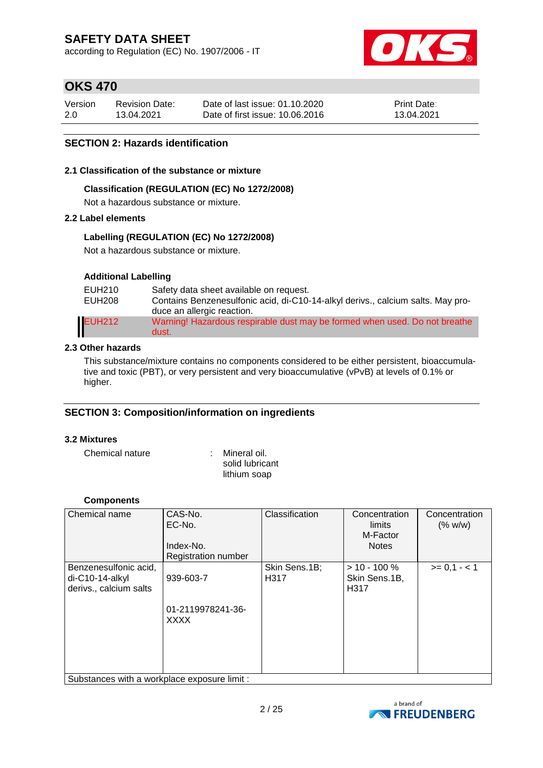## SECTION 2: Hazards identification

### 2.1 Classification of the substance or mixture

**Classification (REGULATION (EC) No 1272/2008)**

Not a hazardous substance or mixture.

### 2.2 Label elements

**Labelling (REGULATION (EC) No 1272/2008)**

Not a hazardous substance or mixture.

**Additional Labelling**

| | |
|---|---|
| EUH210 | Safety data sheet available on request. |
| EUH208 | Contains Benzenesulfonic acid, di-C10-14-alkyl derivs., calcium salts. May produce an allergic reaction. |
| EUH212 | Warning! Hazardous respirable dust may be formed when used. Do not breathe dust. |

### 2.3 Other hazards

This substance/mixture contains no components considered to be either persistent, bioaccumulative and toxic (PBT), or very persistent and very bioaccumulative (vPvB) at levels of 0.1% or higher.

## SECTION 3: Composition/information on ingredients

### 3.2 Mixtures

Chemical nature : Mineral oil.
solid lubricant
lithium soap

**Components**

| Chemical name | CAS-No.<br>EC-No.<br>Index-No.<br>Registration number | Classification | Concentration limits<br>M-Factor<br>Notes | Concentration (% w/w) |
|---|---|---|---|---|
| Benzenesulfonic acid, di-C10-14-alkyl derivs., calcium salts | 939-603-7<br>01-2119978241-36-XXXX | Skin Sens.1B; H317 | > 10 - 100 %<br>Skin Sens.1B, H317 | >= 0,1 - < 1 |
| Substances with a workplace exposure limit : | | | | |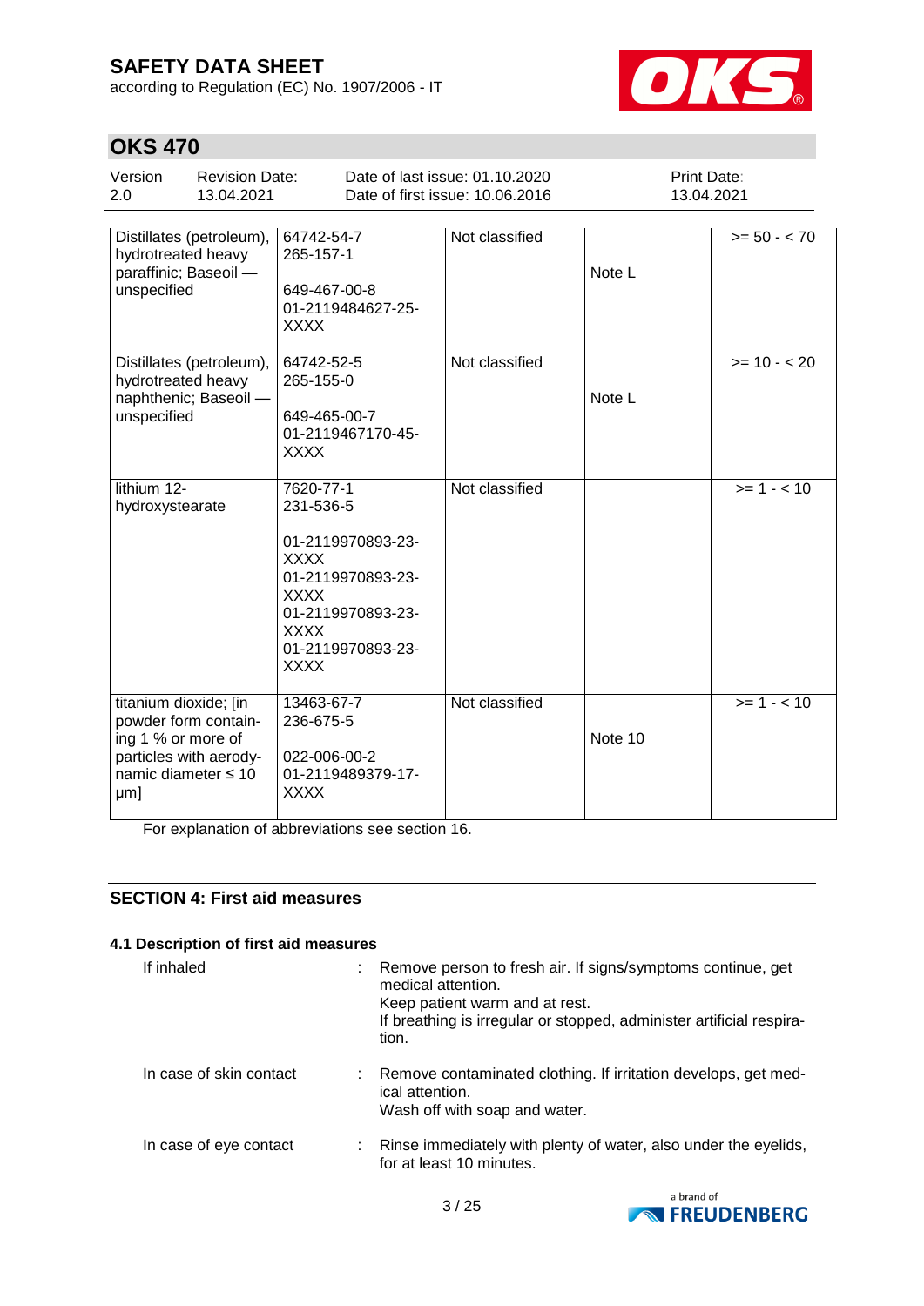| | | | | |
|---|---|---|---|---|
| Distillates (petroleum), hydrotreated heavy paraffinic; Baseoil — unspecified | 64742-54-7<br>265-157-1<br><br>649-467-00-8<br>01-2119484627-25-XXXX | Not classified | Note L | >= 50 - < 70 |
| Distillates (petroleum), hydrotreated heavy naphthenic; Baseoil — unspecified | 64742-52-5<br>265-155-0<br><br>649-465-00-7<br>01-2119467170-45-XXXX | Not classified | Note L | >= 10 - < 20 |
| lithium 12-hydroxystearate | 7620-77-1<br>231-536-5<br><br>01-2119970893-23-XXXX<br>01-2119970893-23-XXXX<br>01-2119970893-23-XXXX<br>01-2119970893-23-XXXX | Not classified | | >= 1 - < 10 |
| titanium dioxide; [in powder form containing 1 % or more of particles with aerodynamic diameter ≤ 10 μm] | 13463-67-7<br>236-675-5<br><br>022-006-00-2<br>01-2119489379-17-XXXX | Not classified | Note 10 | >= 1 - < 10 |

For explanation of abbreviations see section 16.

## SECTION 4: First aid measures

### 4.1 Description of first aid measures

| | |
|---|---|
| If inhaled | : Remove person to fresh air. If signs/symptoms continue, get medical attention.<br>Keep patient warm and at rest.<br>If breathing is irregular or stopped, administer artificial respiration. |
| In case of skin contact | : Remove contaminated clothing. If irritation develops, get medical attention.<br>Wash off with soap and water. |
| In case of eye contact | : Rinse immediately with plenty of water, also under the eyelids, for at least 10 minutes. |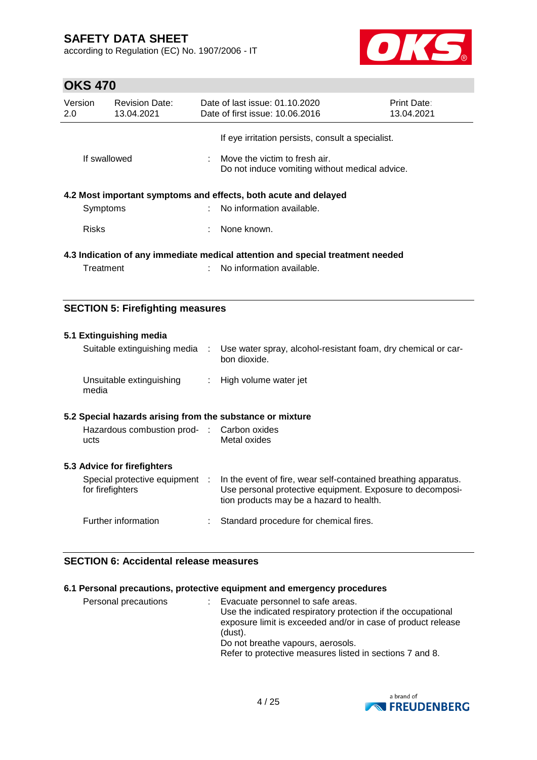| | | |
|---|---|---|
| | | If eye irritation persists, consult a specialist. |
| If swallowed | : | Move the victim to fresh air.<br>Do not induce vomiting without medical advice. |

**4.2 Most important symptoms and effects, both acute and delayed**

| | | |
|---|---|---|
| Symptoms | : | No information available. |
| Risks | : | None known. |

**4.3 Indication of any immediate medical attention and special treatment needed**

| | | |
|---|---|---|
| Treatment | : | No information available. |

## SECTION 5: Firefighting measures

**5.1 Extinguishing media**

| | | |
|---|---|---|
| Suitable extinguishing media | : | Use water spray, alcohol-resistant foam, dry chemical or carbon dioxide. |
| Unsuitable extinguishing media | : | High volume water jet |

**5.2 Special hazards arising from the substance or mixture**

| | | |
|---|---|---|
| Hazardous combustion products | : | Carbon oxides<br>Metal oxides |

**5.3 Advice for firefighters**

| | | |
|---|---|---|
| Special protective equipment for firefighters | : | In the event of fire, wear self-contained breathing apparatus.<br>Use personal protective equipment. Exposure to decomposition products may be a hazard to health. |
| Further information | : | Standard procedure for chemical fires. |

## SECTION 6: Accidental release measures

**6.1 Personal precautions, protective equipment and emergency procedures**

| | | |
|---|---|---|
| Personal precautions | : | Evacuate personnel to safe areas.<br>Use the indicated respiratory protection if the occupational exposure limit is exceeded and/or in case of product release (dust).<br>Do not breathe vapours, aerosols.<br>Refer to protective measures listed in sections 7 and 8. |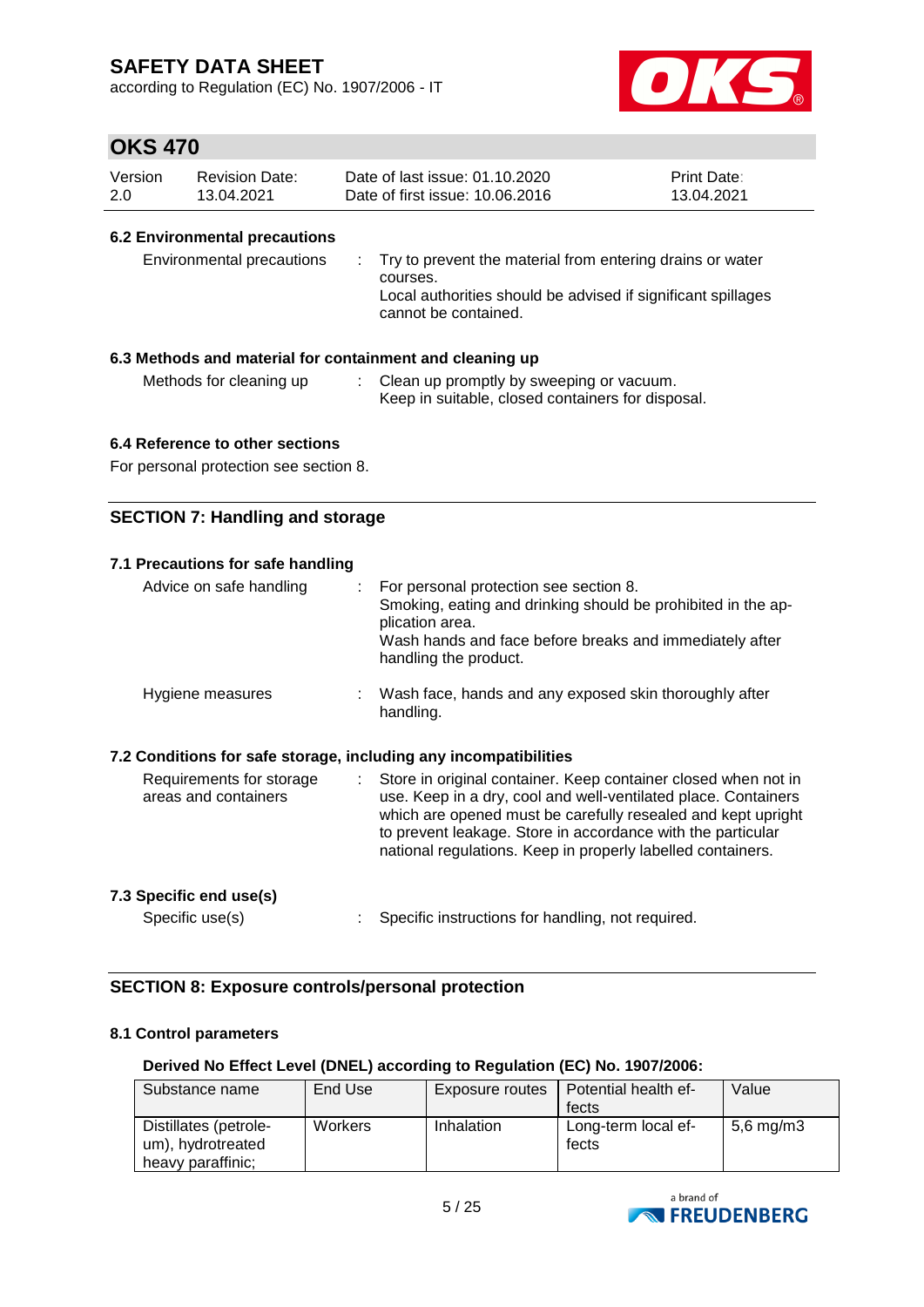### 6.2 Environmental precautions

Environmental precautions : Try to prevent the material from entering drains or water courses.
Local authorities should be advised if significant spillages cannot be contained.

### 6.3 Methods and material for containment and cleaning up

Methods for cleaning up : Clean up promptly by sweeping or vacuum.
Keep in suitable, closed containers for disposal.

### 6.4 Reference to other sections

For personal protection see section 8.

## SECTION 7: Handling and storage

### 7.1 Precautions for safe handling

Advice on safe handling : For personal protection see section 8.
Smoking, eating and drinking should be prohibited in the application area.
Wash hands and face before breaks and immediately after handling the product.

Hygiene measures : Wash face, hands and any exposed skin thoroughly after handling.

### 7.2 Conditions for safe storage, including any incompatibilities

Requirements for storage areas and containers : Store in original container. Keep container closed when not in use. Keep in a dry, cool and well-ventilated place. Containers which are opened must be carefully resealed and kept upright to prevent leakage. Store in accordance with the particular national regulations. Keep in properly labelled containers.

### 7.3 Specific end use(s)

Specific use(s) : Specific instructions for handling, not required.

## SECTION 8: Exposure controls/personal protection

### 8.1 Control parameters

**Derived No Effect Level (DNEL) according to Regulation (EC) No. 1907/2006:**

| Substance name | End Use | Exposure routes | Potential health effects | Value |
|---|---|---|---|---|
| Distillates (petroleum), hydrotreated heavy paraffinic; | Workers | Inhalation | Long-term local effects | 5,6 mg/m3 |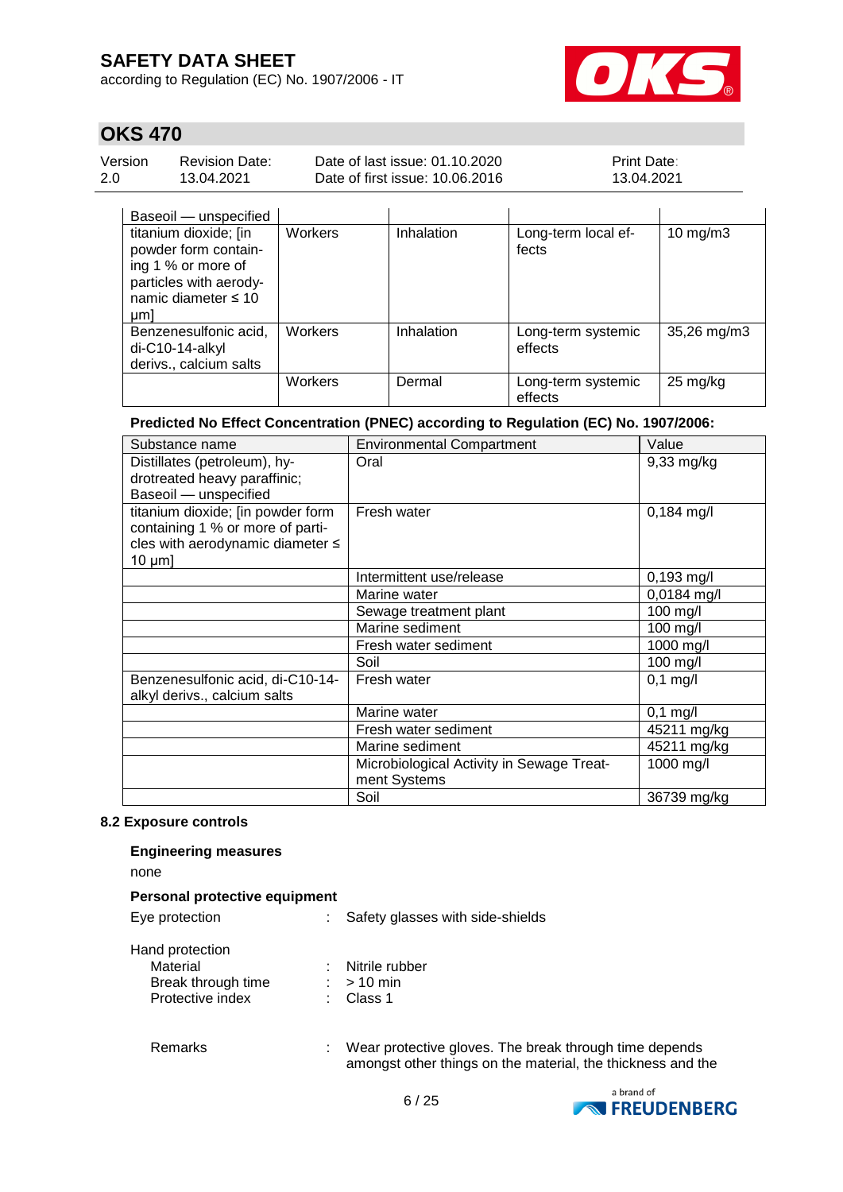| | | | | |
|---|---|---|---|---|
| Baseoil — unspecified | | | | |
| titanium dioxide; [in powder form containing 1 % or more of particles with aerodynamic diameter ≤ 10 μm] | Workers | Inhalation | Long-term local effects | 10 mg/m3 |
| Benzenesulfonic acid, di-C10-14-alkyl derivs., calcium salts | Workers | Inhalation | Long-term systemic effects | 35,26 mg/m3 |
| | Workers | Dermal | Long-term systemic effects | 25 mg/kg |

**Predicted No Effect Concentration (PNEC) according to Regulation (EC) No. 1907/2006:**

| Substance name | Environmental Compartment | Value |
|---|---|---|
| Distillates (petroleum), hydrotreated heavy paraffinic; Baseoil — unspecified | Oral | 9,33 mg/kg |
| titanium dioxide; [in powder form containing 1 % or more of particles with aerodynamic diameter ≤ 10 μm] | Fresh water | 0,184 mg/l |
| | Intermittent use/release | 0,193 mg/l |
| | Marine water | 0,0184 mg/l |
| | Sewage treatment plant | 100 mg/l |
| | Marine sediment | 100 mg/l |
| | Fresh water sediment | 1000 mg/l |
| | Soil | 100 mg/l |
| Benzenesulfonic acid, di-C10-14-alkyl derivs., calcium salts | Fresh water | 0,1 mg/l |
| | Marine water | 0,1 mg/l |
| | Fresh water sediment | 45211 mg/kg |
| | Marine sediment | 45211 mg/kg |
| | Microbiological Activity in Sewage Treatment Systems | 1000 mg/l |
| | Soil | 36739 mg/kg |

**8.2 Exposure controls**

**Engineering measures**

none

**Personal protective equipment**

Eye protection : Safety glasses with side-shields

Hand protection
- Material : Nitrile rubber
- Break through time : > 10 min
- Protective index : Class 1

Remarks : Wear protective gloves. The break through time depends amongst other things on the material, the thickness and the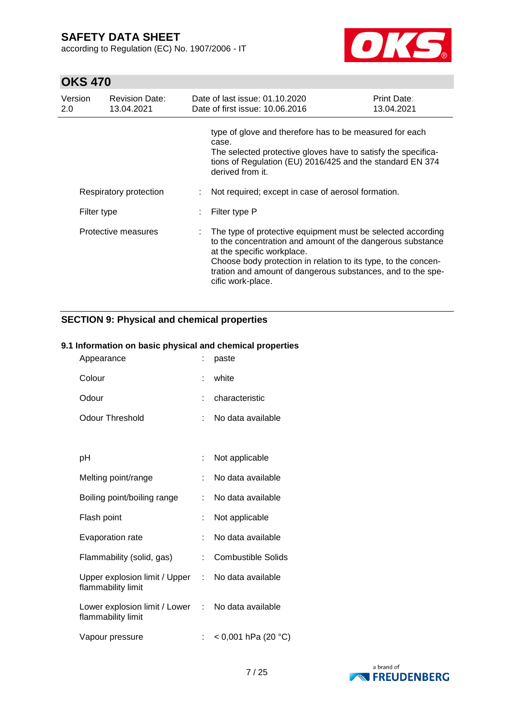type of glove and therefore has to be measured for each case.
The selected protective gloves have to satisfy the specifications of Regulation (EU) 2016/425 and the standard EN 374 derived from it.

| | | |
|---|---|---|
| Respiratory protection | : | Not required; except in case of aerosol formation. |
| Filter type | : | Filter type P |
| Protective measures | : | The type of protective equipment must be selected according to the concentration and amount of the dangerous substance at the specific workplace. Choose body protection in relation to its type, to the concentration and amount of dangerous substances, and to the specific work-place. |

## SECTION 9: Physical and chemical properties

### 9.1 Information on basic physical and chemical properties

| | | |
|---|---|---|
| Appearance | : | paste |
| Colour | : | white |
| Odour | : | characteristic |
| Odour Threshold | : | No data available |
| pH | : | Not applicable |
| Melting point/range | : | No data available |
| Boiling point/boiling range | : | No data available |
| Flash point | : | Not applicable |
| Evaporation rate | : | No data available |
| Flammability (solid, gas) | : | Combustible Solids |
| Upper explosion limit / Upper flammability limit | : | No data available |
| Lower explosion limit / Lower flammability limit | : | No data available |
| Vapour pressure | : | < 0,001 hPa (20 °C) |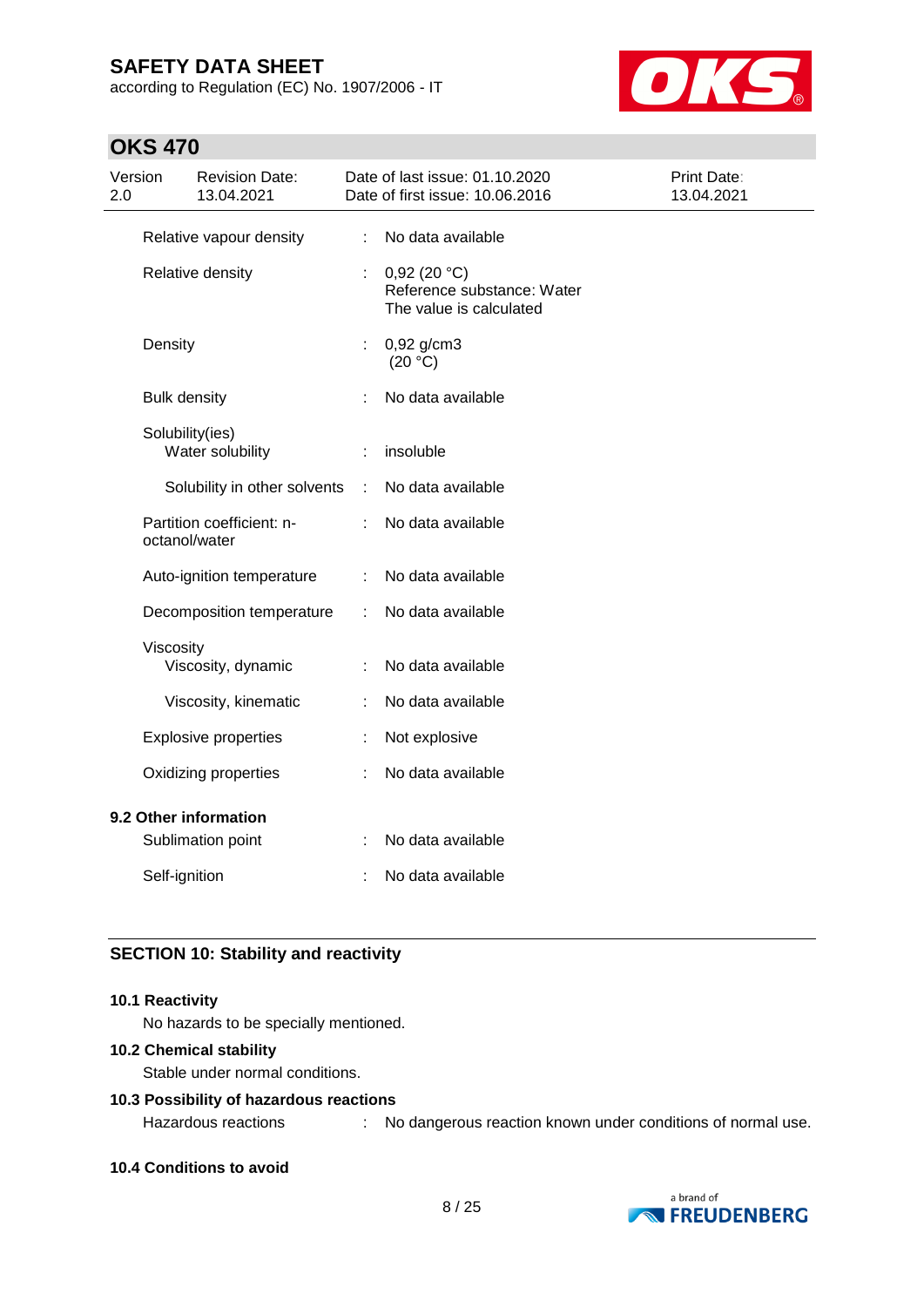| | | |
|---|---|---|
| Relative vapour density | : | No data available |
| Relative density | : | 0,92 (20 °C)<br>Reference substance: Water<br>The value is calculated |
| Density | : | 0,92 g/cm3<br>(20 °C) |
| Bulk density | : | No data available |
| Solubility(ies)<br>Water solubility | : | insoluble |
| Solubility in other solvents | : | No data available |
| Partition coefficient: n-octanol/water | : | No data available |
| Auto-ignition temperature | : | No data available |
| Decomposition temperature | : | No data available |
| Viscosity<br>Viscosity, dynamic | : | No data available |
| Viscosity, kinematic | : | No data available |
| Explosive properties | : | Not explosive |
| Oxidizing properties | : | No data available |

### 9.2 Other information

| | | |
|---|---|---|
| Sublimation point | : | No data available |
| Self-ignition | : | No data available |

## SECTION 10: Stability and reactivity

### 10.1 Reactivity

No hazards to be specially mentioned.

### 10.2 Chemical stability

Stable under normal conditions.

### 10.3 Possibility of hazardous reactions

Hazardous reactions : No dangerous reaction known under conditions of normal use.

### 10.4 Conditions to avoid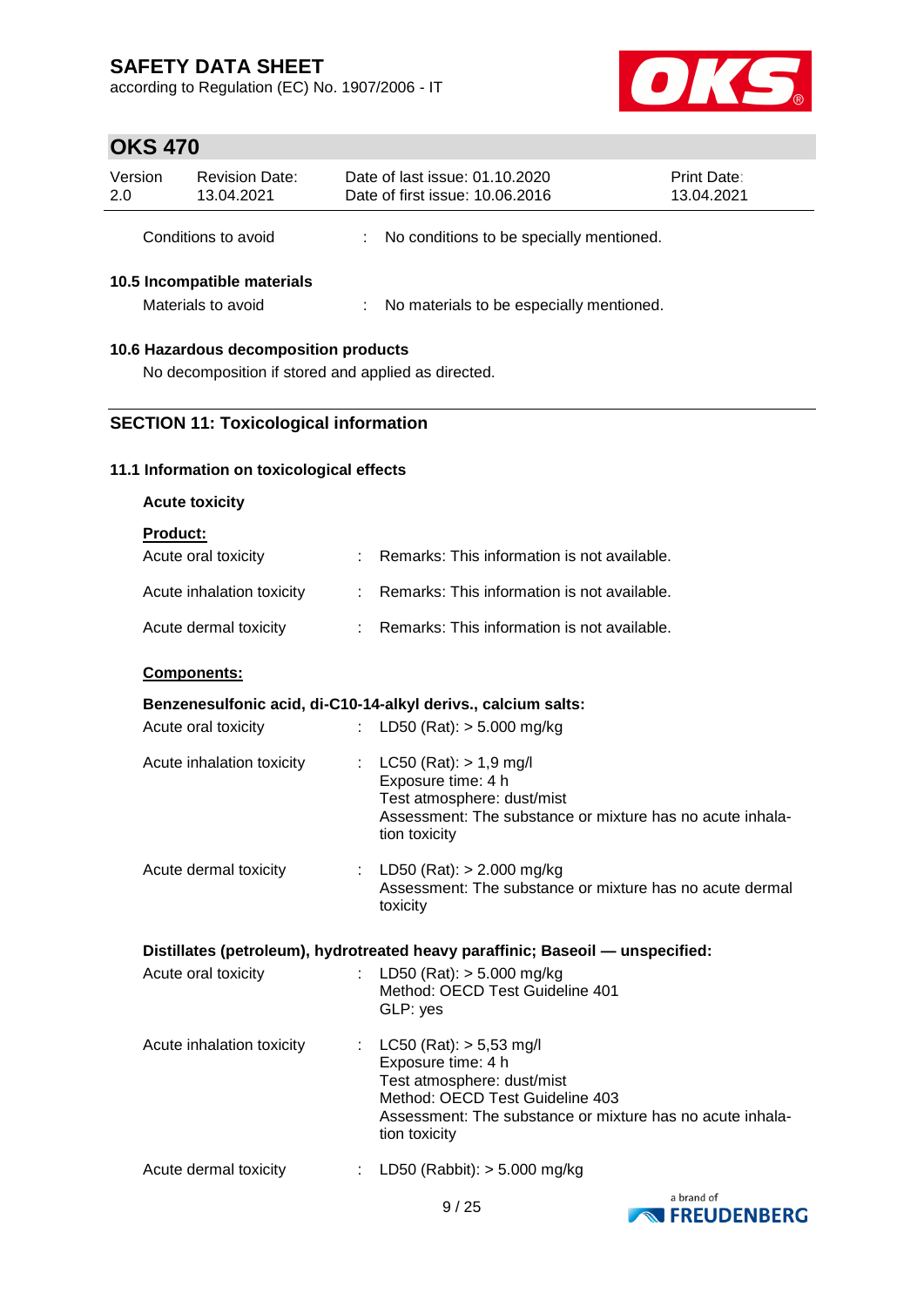Conditions to avoid : No conditions to be specially mentioned.

### 10.5 Incompatible materials

Materials to avoid : No materials to be especially mentioned.

### 10.6 Hazardous decomposition products

No decomposition if stored and applied as directed.

## SECTION 11: Toxicological information

### 11.1 Information on toxicological effects

**Acute toxicity**

**Product:**

Acute oral toxicity : Remarks: This information is not available.

Acute inhalation toxicity : Remarks: This information is not available.

Acute dermal toxicity : Remarks: This information is not available.

**Components:**

**Benzenesulfonic acid, di-C10-14-alkyl derivs., calcium salts:**

Acute oral toxicity : LD50 (Rat): > 5.000 mg/kg

Acute inhalation toxicity : LC50 (Rat): > 1,9 mg/l
Exposure time: 4 h
Test atmosphere: dust/mist
Assessment: The substance or mixture has no acute inhalation toxicity

Acute dermal toxicity : LD50 (Rat): > 2.000 mg/kg
Assessment: The substance or mixture has no acute dermal toxicity

**Distillates (petroleum), hydrotreated heavy paraffinic; Baseoil — unspecified:**

Acute oral toxicity : LD50 (Rat): > 5.000 mg/kg
Method: OECD Test Guideline 401
GLP: yes

Acute inhalation toxicity : LC50 (Rat): > 5,53 mg/l
Exposure time: 4 h
Test atmosphere: dust/mist
Method: OECD Test Guideline 403
Assessment: The substance or mixture has no acute inhalation toxicity

Acute dermal toxicity : LD50 (Rabbit): > 5.000 mg/kg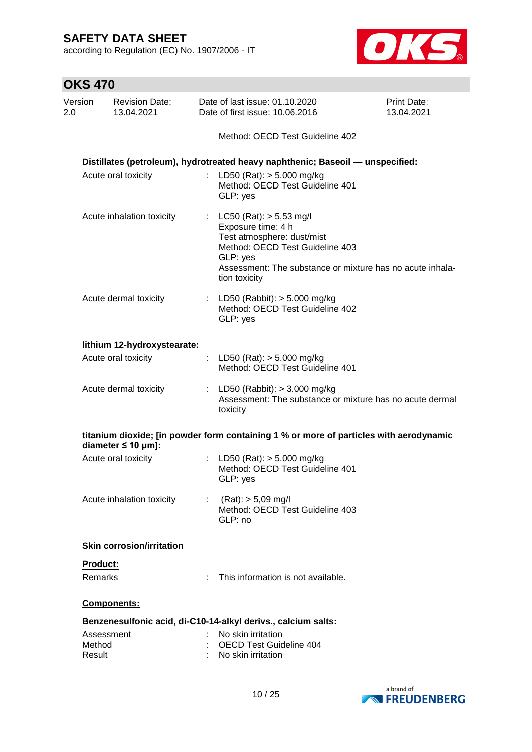Method: OECD Test Guideline 402

**Distillates (petroleum), hydrotreated heavy naphthenic; Baseoil — unspecified:**

| | | |
|---|---|---|
| Acute oral toxicity | : | LD50 (Rat): > 5.000 mg/kg<br>Method: OECD Test Guideline 401<br>GLP: yes |
| Acute inhalation toxicity | : | LC50 (Rat): > 5,53 mg/l<br>Exposure time: 4 h<br>Test atmosphere: dust/mist<br>Method: OECD Test Guideline 403<br>GLP: yes<br>Assessment: The substance or mixture has no acute inhalation toxicity |
| Acute dermal toxicity | : | LD50 (Rabbit): > 5.000 mg/kg<br>Method: OECD Test Guideline 402<br>GLP: yes |

**lithium 12-hydroxystearate:**

| | | |
|---|---|---|
| Acute oral toxicity | : | LD50 (Rat): > 5.000 mg/kg<br>Method: OECD Test Guideline 401 |
| Acute dermal toxicity | : | LD50 (Rabbit): > 3.000 mg/kg<br>Assessment: The substance or mixture has no acute dermal toxicity |

**titanium dioxide; [in powder form containing 1 % or more of particles with aerodynamic diameter ≤ 10 μm]:**

| | | |
|---|---|---|
| Acute oral toxicity | : | LD50 (Rat): > 5.000 mg/kg<br>Method: OECD Test Guideline 401<br>GLP: yes |
| Acute inhalation toxicity | : | (Rat): > 5,09 mg/l<br>Method: OECD Test Guideline 403<br>GLP: no |

**Skin corrosion/irritation**

**Product:**

Remarks : This information is not available.

**Components:**

**Benzenesulfonic acid, di-C10-14-alkyl derivs., calcium salts:**

| | | |
|---|---|---|
| Assessment | : | No skin irritation |
| Method | : | OECD Test Guideline 404 |
| Result | : | No skin irritation |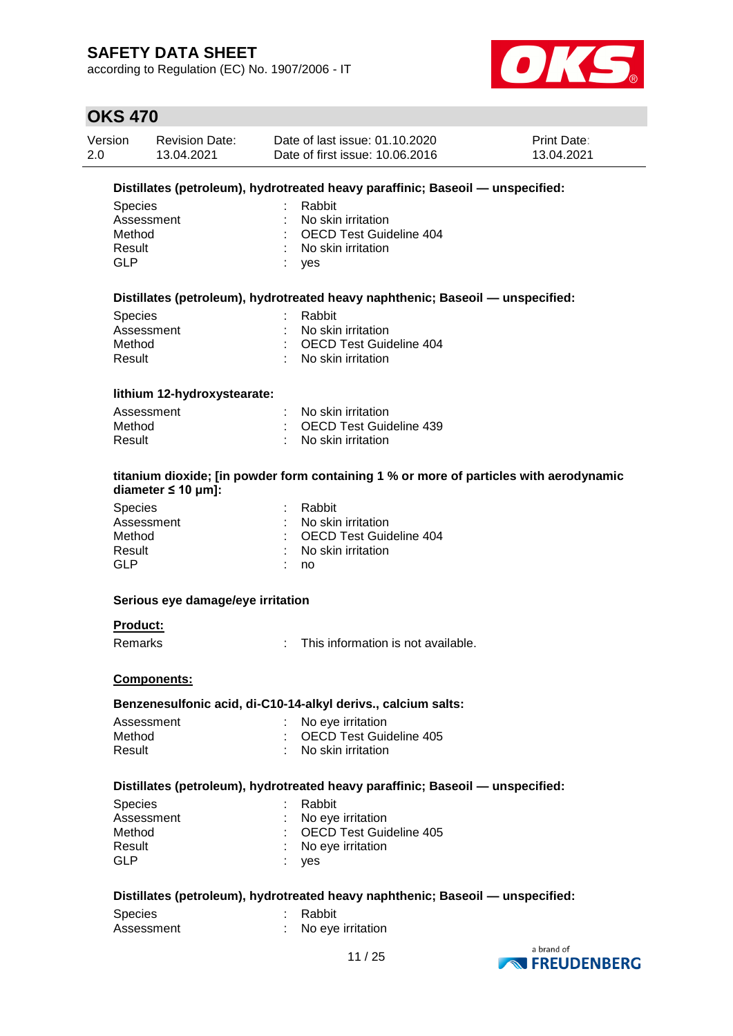**Distillates (petroleum), hydrotreated heavy paraffinic; Baseoil — unspecified:**

| | | |
|---|---|---|
| Species | : | Rabbit |
| Assessment | : | No skin irritation |
| Method | : | OECD Test Guideline 404 |
| Result | : | No skin irritation |
| GLP | : | yes |

**Distillates (petroleum), hydrotreated heavy naphthenic; Baseoil — unspecified:**

| | | |
|---|---|---|
| Species | : | Rabbit |
| Assessment | : | No skin irritation |
| Method | : | OECD Test Guideline 404 |
| Result | : | No skin irritation |

**lithium 12-hydroxystearate:**

| | | |
|---|---|---|
| Assessment | : | No skin irritation |
| Method | : | OECD Test Guideline 439 |
| Result | : | No skin irritation |

**titanium dioxide; [in powder form containing 1 % or more of particles with aerodynamic diameter ≤ 10 μm]:**

| | | |
|---|---|---|
| Species | : | Rabbit |
| Assessment | : | No skin irritation |
| Method | : | OECD Test Guideline 404 |
| Result | : | No skin irritation |
| GLP | : | no |

**Serious eye damage/eye irritation**

**Product:**

| | | |
|---|---|---|
| Remarks | : | This information is not available. |

**Components:**

**Benzenesulfonic acid, di-C10-14-alkyl derivs., calcium salts:**

| | | |
|---|---|---|
| Assessment | : | No eye irritation |
| Method | : | OECD Test Guideline 405 |
| Result | : | No skin irritation |

**Distillates (petroleum), hydrotreated heavy paraffinic; Baseoil — unspecified:**

| | | |
|---|---|---|
| Species | : | Rabbit |
| Assessment | : | No eye irritation |
| Method | : | OECD Test Guideline 405 |
| Result | : | No eye irritation |
| GLP | : | yes |

**Distillates (petroleum), hydrotreated heavy naphthenic; Baseoil — unspecified:**

| | | |
|---|---|---|
| Species | : | Rabbit |
| Assessment | : | No eye irritation |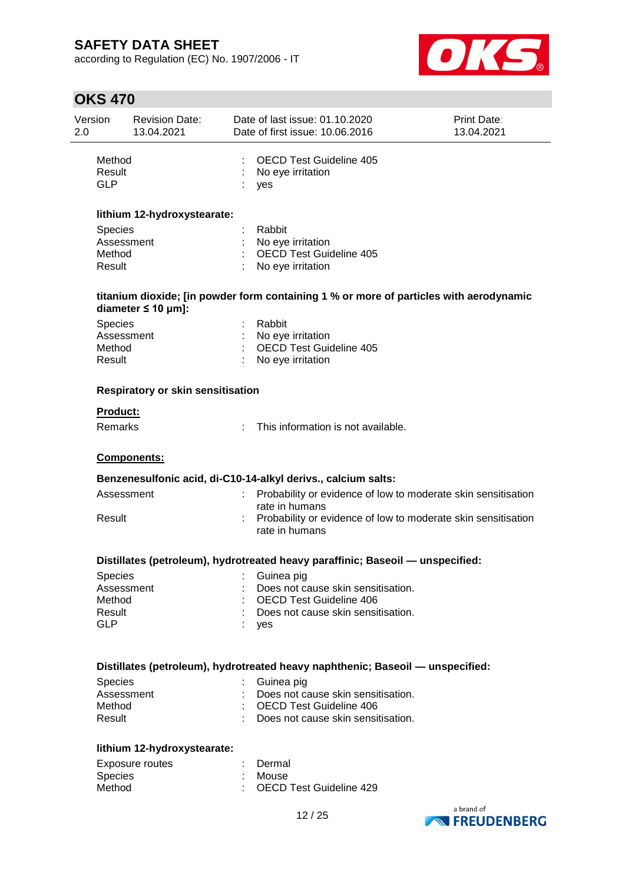| | | |
|---|---|---|
| Method | : | OECD Test Guideline 405 |
| Result | : | No eye irritation |
| GLP | : | yes |

**lithium 12-hydroxystearate:**

| | | |
|---|---|---|
| Species | : | Rabbit |
| Assessment | : | No eye irritation |
| Method | : | OECD Test Guideline 405 |
| Result | : | No eye irritation |

**titanium dioxide; [in powder form containing 1 % or more of particles with aerodynamic diameter ≤ 10 μm]:**

| | | |
|---|---|---|
| Species | : | Rabbit |
| Assessment | : | No eye irritation |
| Method | : | OECD Test Guideline 405 |
| Result | : | No eye irritation |

**Respiratory or skin sensitisation**

**Product:**

| | | |
|---|---|---|
| Remarks | : | This information is not available. |

**Components:**

**Benzenesulfonic acid, di-C10-14-alkyl derivs., calcium salts:**

| | | |
|---|---|---|
| Assessment | : | Probability or evidence of low to moderate skin sensitisation rate in humans |
| Result | : | Probability or evidence of low to moderate skin sensitisation rate in humans |

**Distillates (petroleum), hydrotreated heavy paraffinic; Baseoil — unspecified:**

| | | |
|---|---|---|
| Species | : | Guinea pig |
| Assessment | : | Does not cause skin sensitisation. |
| Method | : | OECD Test Guideline 406 |
| Result | : | Does not cause skin sensitisation. |
| GLP | : | yes |

**Distillates (petroleum), hydrotreated heavy naphthenic; Baseoil — unspecified:**

| | | |
|---|---|---|
| Species | : | Guinea pig |
| Assessment | : | Does not cause skin sensitisation. |
| Method | : | OECD Test Guideline 406 |
| Result | : | Does not cause skin sensitisation. |

**lithium 12-hydroxystearate:**

| | | |
|---|---|---|
| Exposure routes | : | Dermal |
| Species | : | Mouse |
| Method | : | OECD Test Guideline 429 |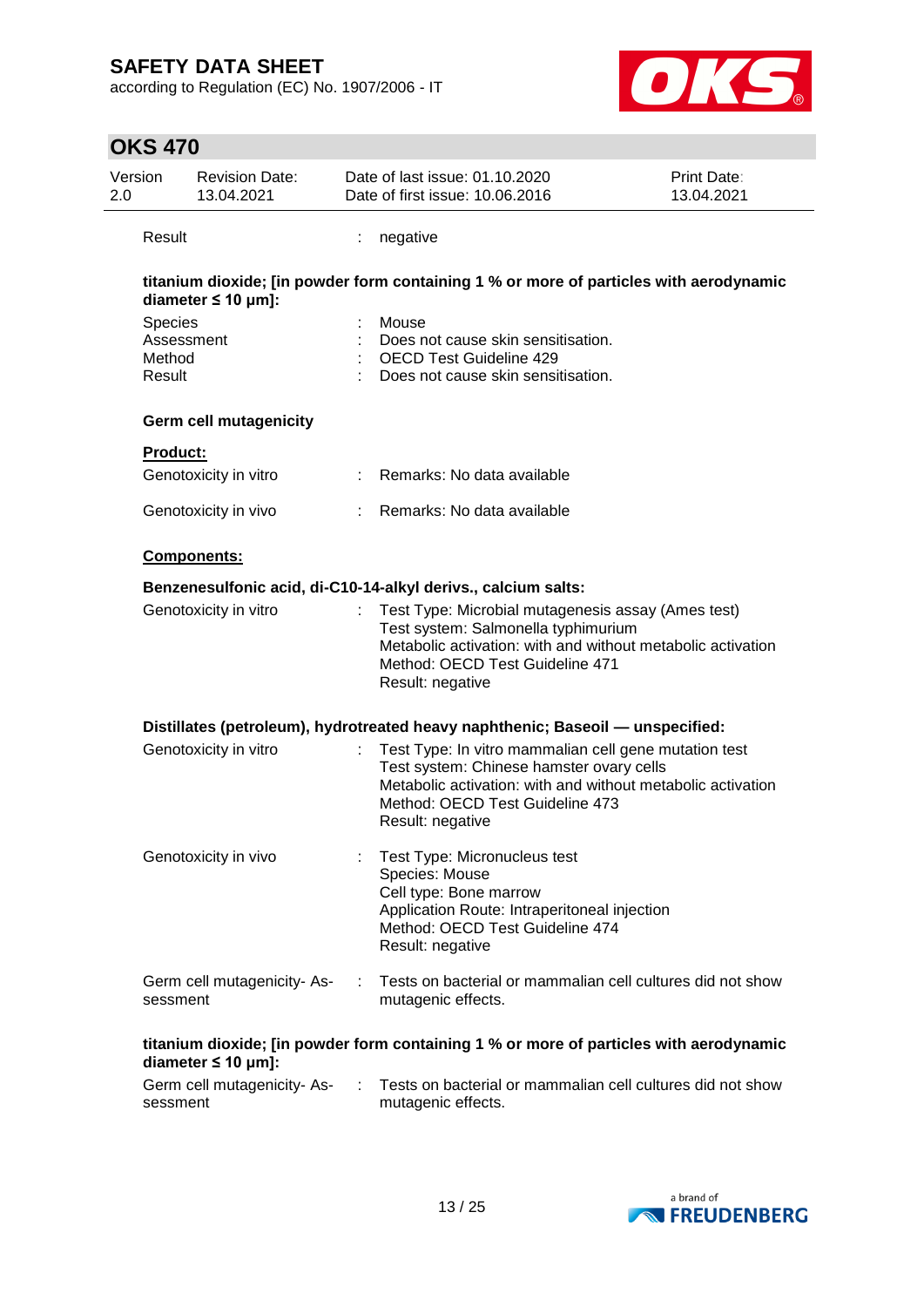Result : negative

**titanium dioxide; [in powder form containing 1 % or more of particles with aerodynamic diameter ≤ 10 μm]:**

| | | |
|---|---|---|
| Species | : | Mouse |
| Assessment | : | Does not cause skin sensitisation. |
| Method | : | OECD Test Guideline 429 |
| Result | : | Does not cause skin sensitisation. |

**Germ cell mutagenicity**

**Product:**

| | | |
|---|---|---|
| Genotoxicity in vitro | : | Remarks: No data available |
| Genotoxicity in vivo | : | Remarks: No data available |

**Components:**

**Benzenesulfonic acid, di-C10-14-alkyl derivs., calcium salts:**

Genotoxicity in vitro : Test Type: Microbial mutagenesis assay (Ames test)
Test system: Salmonella typhimurium
Metabolic activation: with and without metabolic activation
Method: OECD Test Guideline 471
Result: negative

**Distillates (petroleum), hydrotreated heavy naphthenic; Baseoil — unspecified:**

Genotoxicity in vitro : Test Type: In vitro mammalian cell gene mutation test
Test system: Chinese hamster ovary cells
Metabolic activation: with and without metabolic activation
Method: OECD Test Guideline 473
Result: negative

Genotoxicity in vivo : Test Type: Micronucleus test
Species: Mouse
Cell type: Bone marrow
Application Route: Intraperitoneal injection
Method: OECD Test Guideline 474
Result: negative

Germ cell mutagenicity- Assessment : Tests on bacterial or mammalian cell cultures did not show mutagenic effects.

**titanium dioxide; [in powder form containing 1 % or more of particles with aerodynamic diameter ≤ 10 μm]:**

Germ cell mutagenicity- Assessment : Tests on bacterial or mammalian cell cultures did not show mutagenic effects.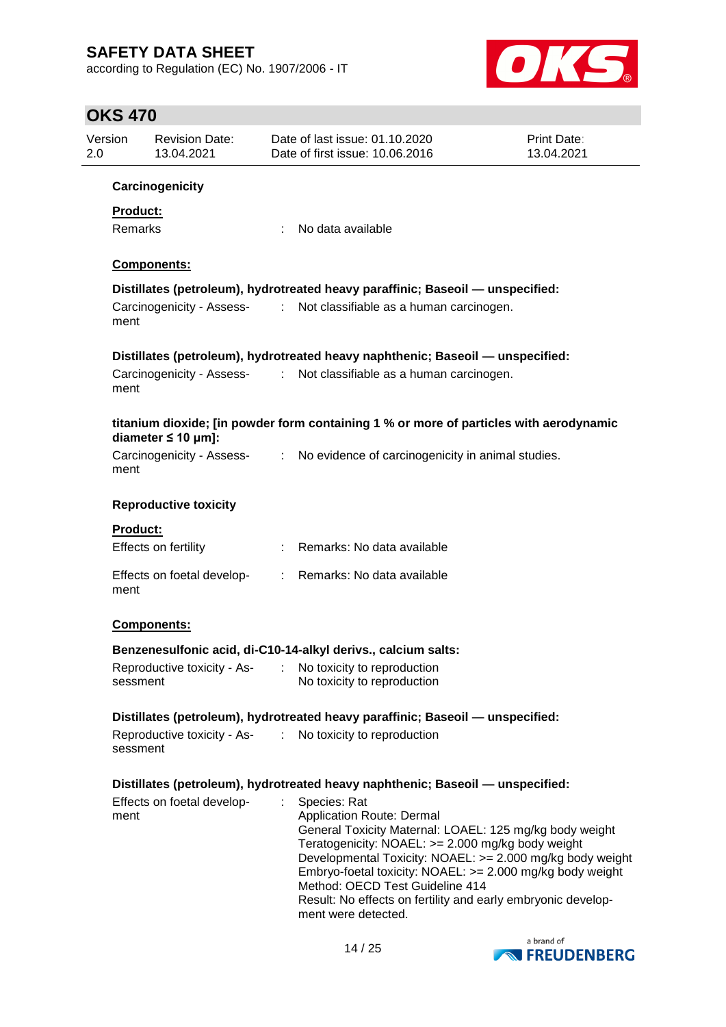**Carcinogenicity**

**Product:**

Remarks : No data available

**Components:**

**Distillates (petroleum), hydrotreated heavy paraffinic; Baseoil — unspecified:**

Carcinogenicity - Assessment : Not classifiable as a human carcinogen.

**Distillates (petroleum), hydrotreated heavy naphthenic; Baseoil — unspecified:**

Carcinogenicity - Assessment : Not classifiable as a human carcinogen.

**titanium dioxide; [in powder form containing 1 % or more of particles with aerodynamic diameter ≤ 10 μm]:**

Carcinogenicity - Assessment : No evidence of carcinogenicity in animal studies.

**Reproductive toxicity**

**Product:**

Effects on fertility : Remarks: No data available

Effects on foetal development : Remarks: No data available

**Components:**

**Benzenesulfonic acid, di-C10-14-alkyl derivs., calcium salts:**

Reproductive toxicity - Assessment : No toxicity to reproduction
No toxicity to reproduction

**Distillates (petroleum), hydrotreated heavy paraffinic; Baseoil — unspecified:**

Reproductive toxicity - Assessment : No toxicity to reproduction

**Distillates (petroleum), hydrotreated heavy naphthenic; Baseoil — unspecified:**

Effects on foetal development : Species: Rat
Application Route: Dermal
General Toxicity Maternal: LOAEL: 125 mg/kg body weight
Teratogenicity: NOAEL: >= 2.000 mg/kg body weight
Developmental Toxicity: NOAEL: >= 2.000 mg/kg body weight
Embryo-foetal toxicity: NOAEL: >= 2.000 mg/kg body weight
Method: OECD Test Guideline 414
Result: No effects on fertility and early embryonic development were detected.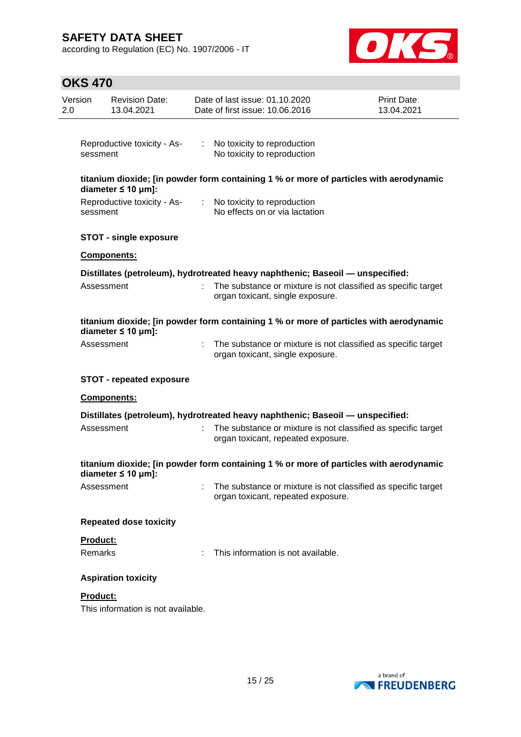| | | |
|---|---|---|
| Reproductive toxicity - Assessment | : | No toxicity to reproduction<br>No toxicity to reproduction |

**titanium dioxide; [in powder form containing 1 % or more of particles with aerodynamic diameter ≤ 10 μm]:**

| | | |
|---|---|---|
| Reproductive toxicity - Assessment | : | No toxicity to reproduction<br>No effects on or via lactation |

**STOT - single exposure**

**Components:**

**Distillates (petroleum), hydrotreated heavy naphthenic; Baseoil — unspecified:**

| | | |
|---|---|---|
| Assessment | : | The substance or mixture is not classified as specific target organ toxicant, single exposure. |

**titanium dioxide; [in powder form containing 1 % or more of particles with aerodynamic diameter ≤ 10 μm]:**

| | | |
|---|---|---|
| Assessment | : | The substance or mixture is not classified as specific target organ toxicant, single exposure. |

**STOT - repeated exposure**

**Components:**

**Distillates (petroleum), hydrotreated heavy naphthenic; Baseoil — unspecified:**

| | | |
|---|---|---|
| Assessment | : | The substance or mixture is not classified as specific target organ toxicant, repeated exposure. |

**titanium dioxide; [in powder form containing 1 % or more of particles with aerodynamic diameter ≤ 10 μm]:**

| | | |
|---|---|---|
| Assessment | : | The substance or mixture is not classified as specific target organ toxicant, repeated exposure. |

**Repeated dose toxicity**

**Product:**

| | | |
|---|---|---|
| Remarks | : | This information is not available. |

**Aspiration toxicity**

**Product:**

This information is not available.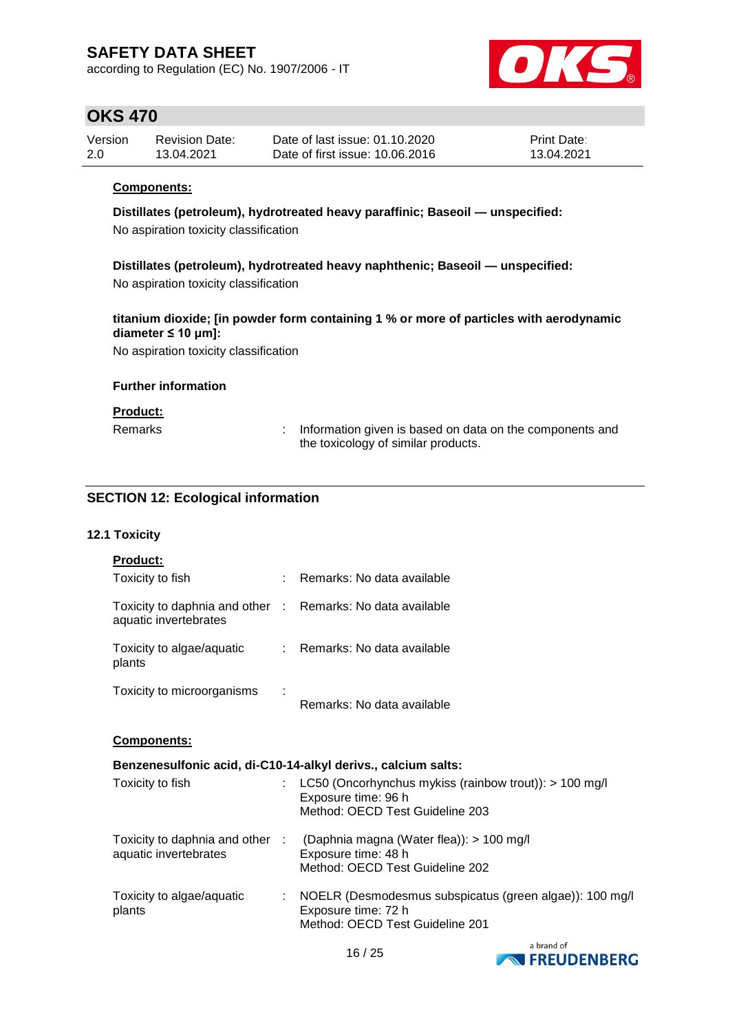**Components:**

**Distillates (petroleum), hydrotreated heavy paraffinic; Baseoil — unspecified:**

No aspiration toxicity classification

**Distillates (petroleum), hydrotreated heavy naphthenic; Baseoil — unspecified:**

No aspiration toxicity classification

**titanium dioxide; [in powder form containing 1 % or more of particles with aerodynamic diameter ≤ 10 μm]:**

No aspiration toxicity classification

**Further information**

**Product:**

Remarks : Information given is based on data on the components and the toxicology of similar products.

## SECTION 12: Ecological information

### 12.1 Toxicity

**Product:**

| | | |
|---|---|---|
| Toxicity to fish | : | Remarks: No data available |
| Toxicity to daphnia and other aquatic invertebrates | : | Remarks: No data available |
| Toxicity to algae/aquatic plants | : | Remarks: No data available |
| Toxicity to microorganisms | : | Remarks: No data available |

**Components:**

**Benzenesulfonic acid, di-C10-14-alkyl derivs., calcium salts:**

| | | |
|---|---|---|
| Toxicity to fish | : | LC50 (Oncorhynchus mykiss (rainbow trout)): > 100 mg/l<br>Exposure time: 96 h<br>Method: OECD Test Guideline 203 |
| Toxicity to daphnia and other aquatic invertebrates | : | (Daphnia magna (Water flea)): > 100 mg/l<br>Exposure time: 48 h<br>Method: OECD Test Guideline 202 |
| Toxicity to algae/aquatic plants | : | NOELR (Desmodesmus subspicatus (green algae)): 100 mg/l<br>Exposure time: 72 h<br>Method: OECD Test Guideline 201 |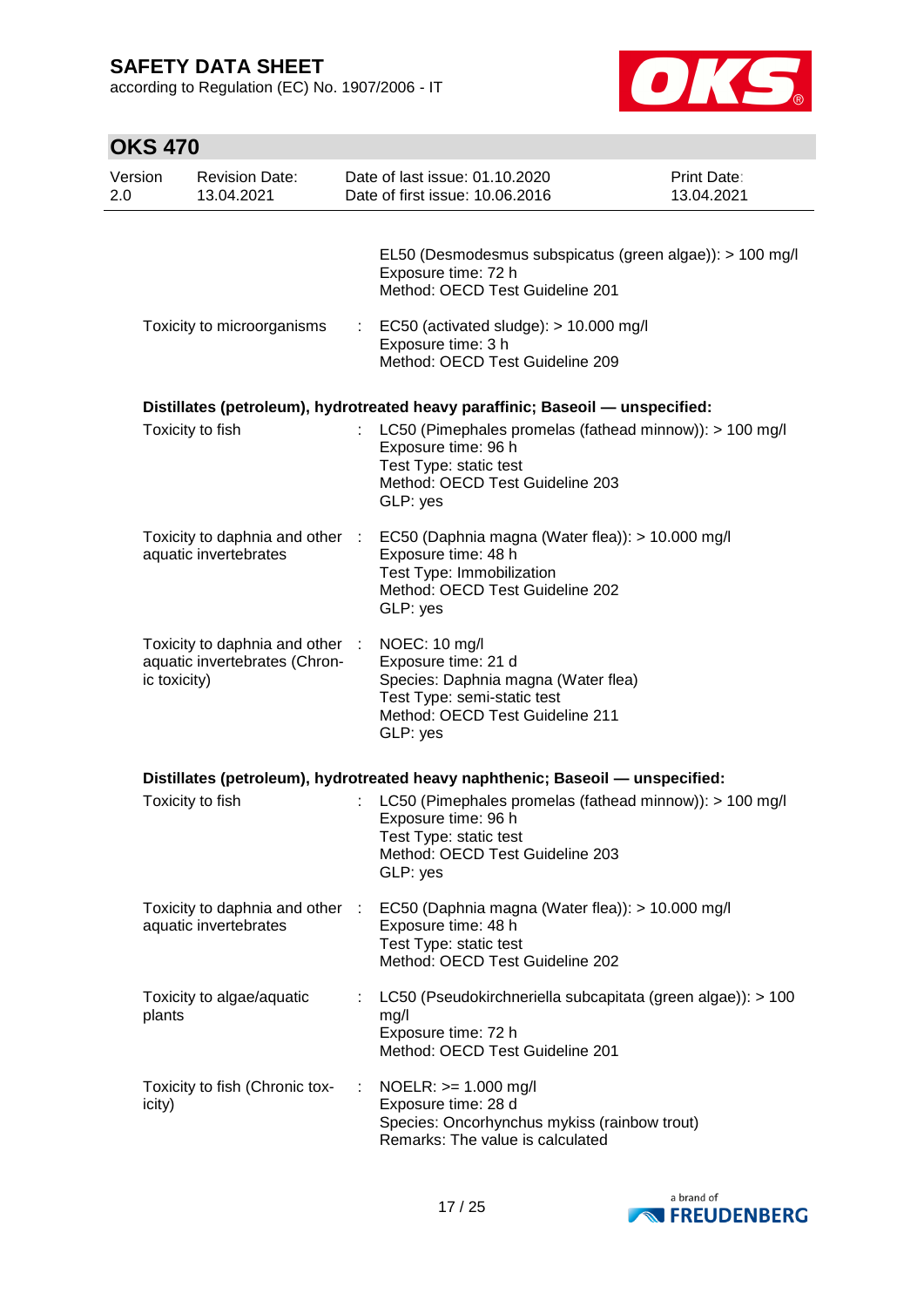| | | |
|---|---|---|
| | | EL50 (Desmodesmus subspicatus (green algae)): > 100 mg/l<br>Exposure time: 72 h<br>Method: OECD Test Guideline 201 |
| Toxicity to microorganisms | : | EC50 (activated sludge): > 10.000 mg/l<br>Exposure time: 3 h<br>Method: OECD Test Guideline 209 |

**Distillates (petroleum), hydrotreated heavy paraffinic; Baseoil — unspecified:**

| | | |
|---|---|---|
| Toxicity to fish | : | LC50 (Pimephales promelas (fathead minnow)): > 100 mg/l<br>Exposure time: 96 h<br>Test Type: static test<br>Method: OECD Test Guideline 203<br>GLP: yes |
| Toxicity to daphnia and other aquatic invertebrates | : | EC50 (Daphnia magna (Water flea)): > 10.000 mg/l<br>Exposure time: 48 h<br>Test Type: Immobilization<br>Method: OECD Test Guideline 202<br>GLP: yes |
| Toxicity to daphnia and other aquatic invertebrates (Chronic toxicity) | : | NOEC: 10 mg/l<br>Exposure time: 21 d<br>Species: Daphnia magna (Water flea)<br>Test Type: semi-static test<br>Method: OECD Test Guideline 211<br>GLP: yes |

**Distillates (petroleum), hydrotreated heavy naphthenic; Baseoil — unspecified:**

| | | |
|---|---|---|
| Toxicity to fish | : | LC50 (Pimephales promelas (fathead minnow)): > 100 mg/l<br>Exposure time: 96 h<br>Test Type: static test<br>Method: OECD Test Guideline 203<br>GLP: yes |
| Toxicity to daphnia and other aquatic invertebrates | : | EC50 (Daphnia magna (Water flea)): > 10.000 mg/l<br>Exposure time: 48 h<br>Test Type: static test<br>Method: OECD Test Guideline 202 |
| Toxicity to algae/aquatic plants | : | LC50 (Pseudokirchneriella subcapitata (green algae)): > 100 mg/l<br>Exposure time: 72 h<br>Method: OECD Test Guideline 201 |
| Toxicity to fish (Chronic toxicity) | : | NOELR: >= 1.000 mg/l<br>Exposure time: 28 d<br>Species: Oncorhynchus mykiss (rainbow trout)<br>Remarks: The value is calculated |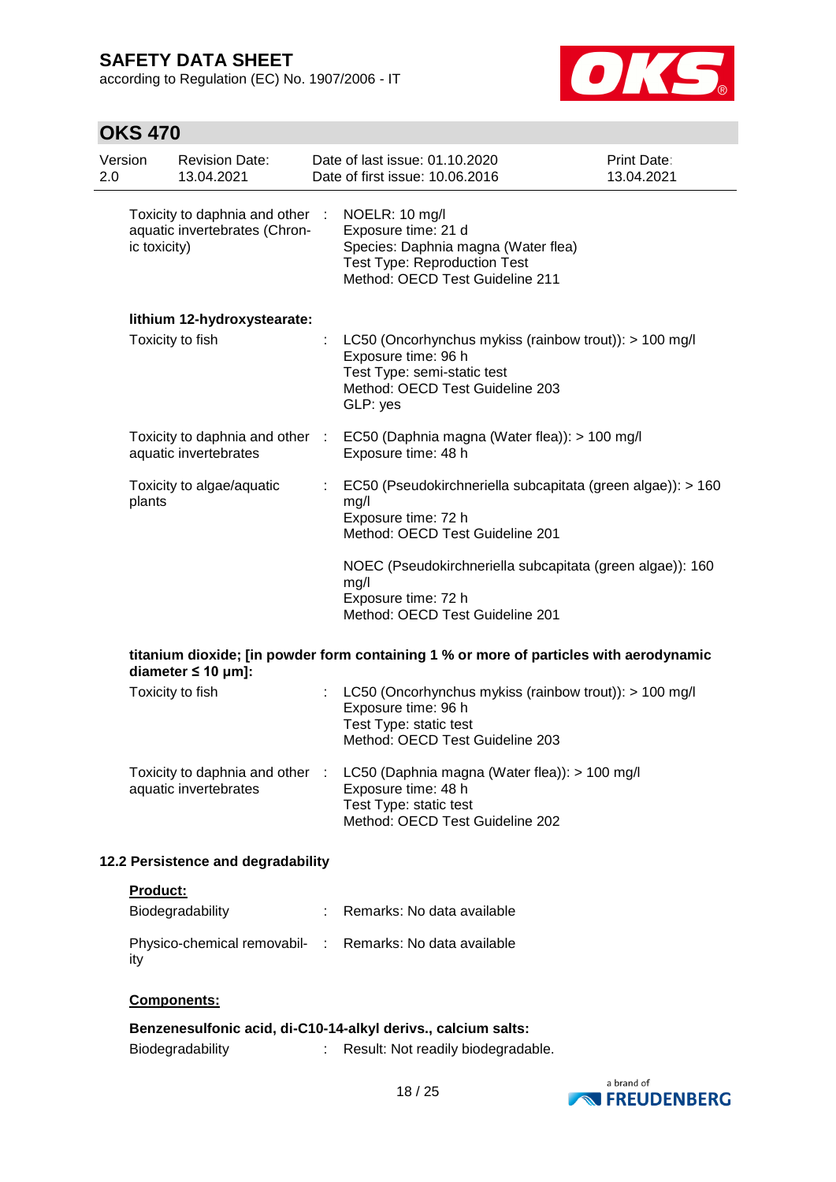Toxicity to daphnia and other aquatic invertebrates (Chronic toxicity) : NOELR: 10 mg/l
Exposure time: 21 d
Species: Daphnia magna (Water flea)
Test Type: Reproduction Test
Method: OECD Test Guideline 211

**lithium 12-hydroxystearate:**

Toxicity to fish : LC50 (Oncorhynchus mykiss (rainbow trout)): > 100 mg/l
Exposure time: 96 h
Test Type: semi-static test
Method: OECD Test Guideline 203
GLP: yes

Toxicity to daphnia and other aquatic invertebrates : EC50 (Daphnia magna (Water flea)): > 100 mg/l
Exposure time: 48 h

Toxicity to algae/aquatic plants : EC50 (Pseudokirchneriella subcapitata (green algae)): > 160 mg/l
Exposure time: 72 h
Method: OECD Test Guideline 201

NOEC (Pseudokirchneriella subcapitata (green algae)): 160 mg/l
Exposure time: 72 h
Method: OECD Test Guideline 201

**titanium dioxide; [in powder form containing 1 % or more of particles with aerodynamic diameter ≤ 10 μm]:**

Toxicity to fish : LC50 (Oncorhynchus mykiss (rainbow trout)): > 100 mg/l
Exposure time: 96 h
Test Type: static test
Method: OECD Test Guideline 203

Toxicity to daphnia and other aquatic invertebrates : LC50 (Daphnia magna (Water flea)): > 100 mg/l
Exposure time: 48 h
Test Type: static test
Method: OECD Test Guideline 202

### 12.2 Persistence and degradability

**Product:**

Biodegradability : Remarks: No data available

Physico-chemical removability : Remarks: No data available

**Components:**

**Benzenesulfonic acid, di-C10-14-alkyl derivs., calcium salts:**

Biodegradability : Result: Not readily biodegradable.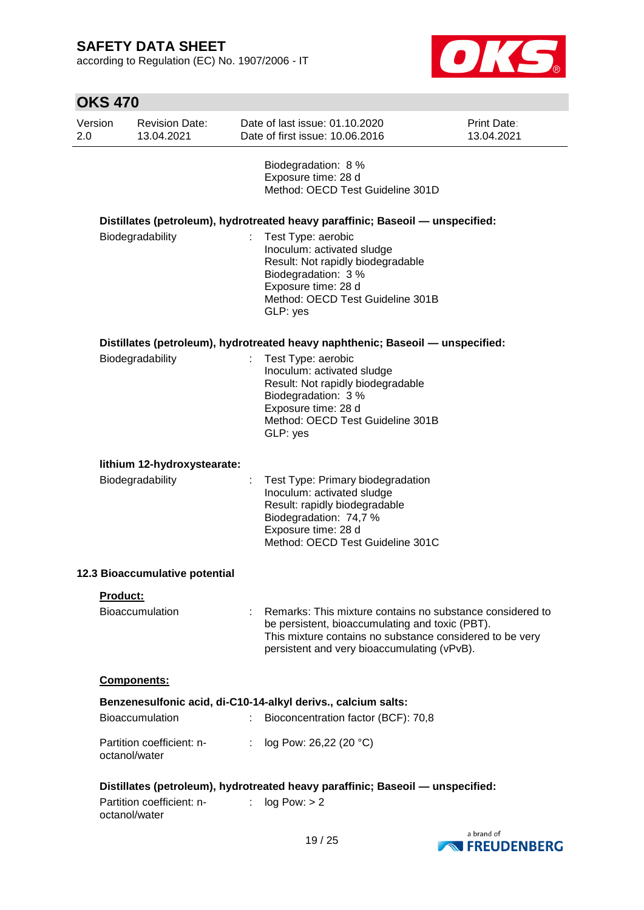Biodegradation: 8 %
Exposure time: 28 d
Method: OECD Test Guideline 301D

**Distillates (petroleum), hydrotreated heavy paraffinic; Baseoil — unspecified:**

Biodegradability : Test Type: aerobic
Inoculum: activated sludge
Result: Not rapidly biodegradable
Biodegradation: 3 %
Exposure time: 28 d
Method: OECD Test Guideline 301B
GLP: yes

**Distillates (petroleum), hydrotreated heavy naphthenic; Baseoil — unspecified:**

Biodegradability : Test Type: aerobic
Inoculum: activated sludge
Result: Not rapidly biodegradable
Biodegradation: 3 %
Exposure time: 28 d
Method: OECD Test Guideline 301B
GLP: yes

**lithium 12-hydroxystearate:**

Biodegradability : Test Type: Primary biodegradation
Inoculum: activated sludge
Result: rapidly biodegradable
Biodegradation: 74,7 %
Exposure time: 28 d
Method: OECD Test Guideline 301C

### 12.3 Bioaccumulative potential

**Product:**

Bioaccumulation : Remarks: This mixture contains no substance considered to be persistent, bioaccumulating and toxic (PBT).
This mixture contains no substance considered to be very persistent and very bioaccumulating (vPvB).

**Components:**

**Benzenesulfonic acid, di-C10-14-alkyl derivs., calcium salts:**

Bioaccumulation : Bioconcentration factor (BCF): 70,8

Partition coefficient: n-octanol/water : log Pow: 26,22 (20 °C)

**Distillates (petroleum), hydrotreated heavy paraffinic; Baseoil — unspecified:**

Partition coefficient: n-octanol/water : log Pow: > 2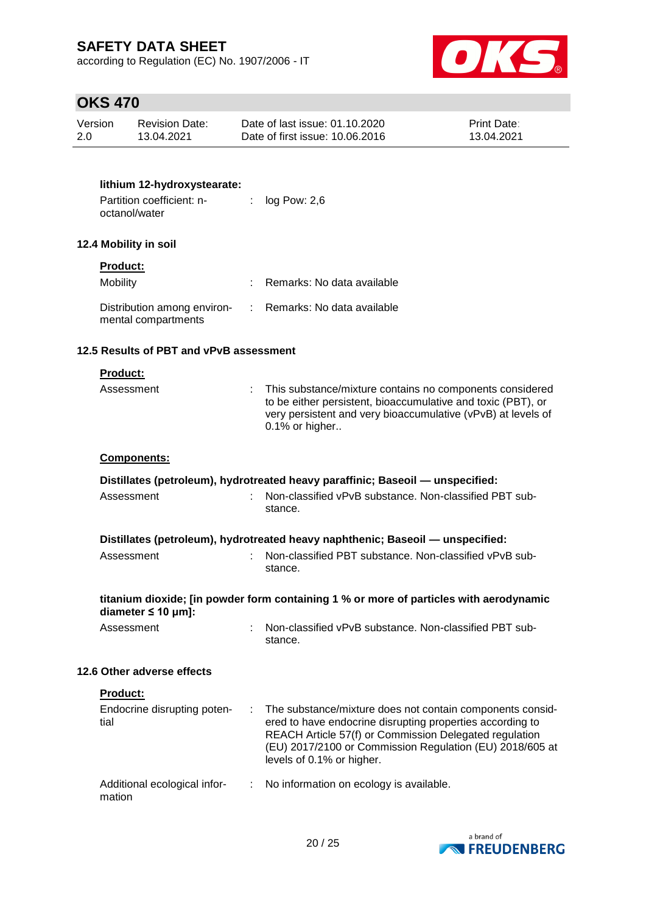**lithium 12-hydroxystearate:**

Partition coefficient: n-octanol/water : log Pow: 2,6

### 12.4 Mobility in soil

**Product:**

| | | |
|---|---|---|
| Mobility | : | Remarks: No data available |
| Distribution among environmental compartments | : | Remarks: No data available |

### 12.5 Results of PBT and vPvB assessment

**Product:**

Assessment : This substance/mixture contains no components considered to be either persistent, bioaccumulative and toxic (PBT), or very persistent and very bioaccumulative (vPvB) at levels of 0.1% or higher..

**Components:**

**Distillates (petroleum), hydrotreated heavy paraffinic; Baseoil — unspecified:**

Assessment : Non-classified vPvB substance. Non-classified PBT substance.

**Distillates (petroleum), hydrotreated heavy naphthenic; Baseoil — unspecified:**

Assessment : Non-classified PBT substance. Non-classified vPvB substance.

**titanium dioxide; [in powder form containing 1 % or more of particles with aerodynamic diameter ≤ 10 μm]:**

Assessment : Non-classified vPvB substance. Non-classified PBT substance.

### 12.6 Other adverse effects

**Product:**

| | | |
|---|---|---|
| Endocrine disrupting potential | : | The substance/mixture does not contain components considered to have endocrine disrupting properties according to REACH Article 57(f) or Commission Delegated regulation (EU) 2017/2100 or Commission Regulation (EU) 2018/605 at levels of 0.1% or higher. |
| Additional ecological information | : | No information on ecology is available. |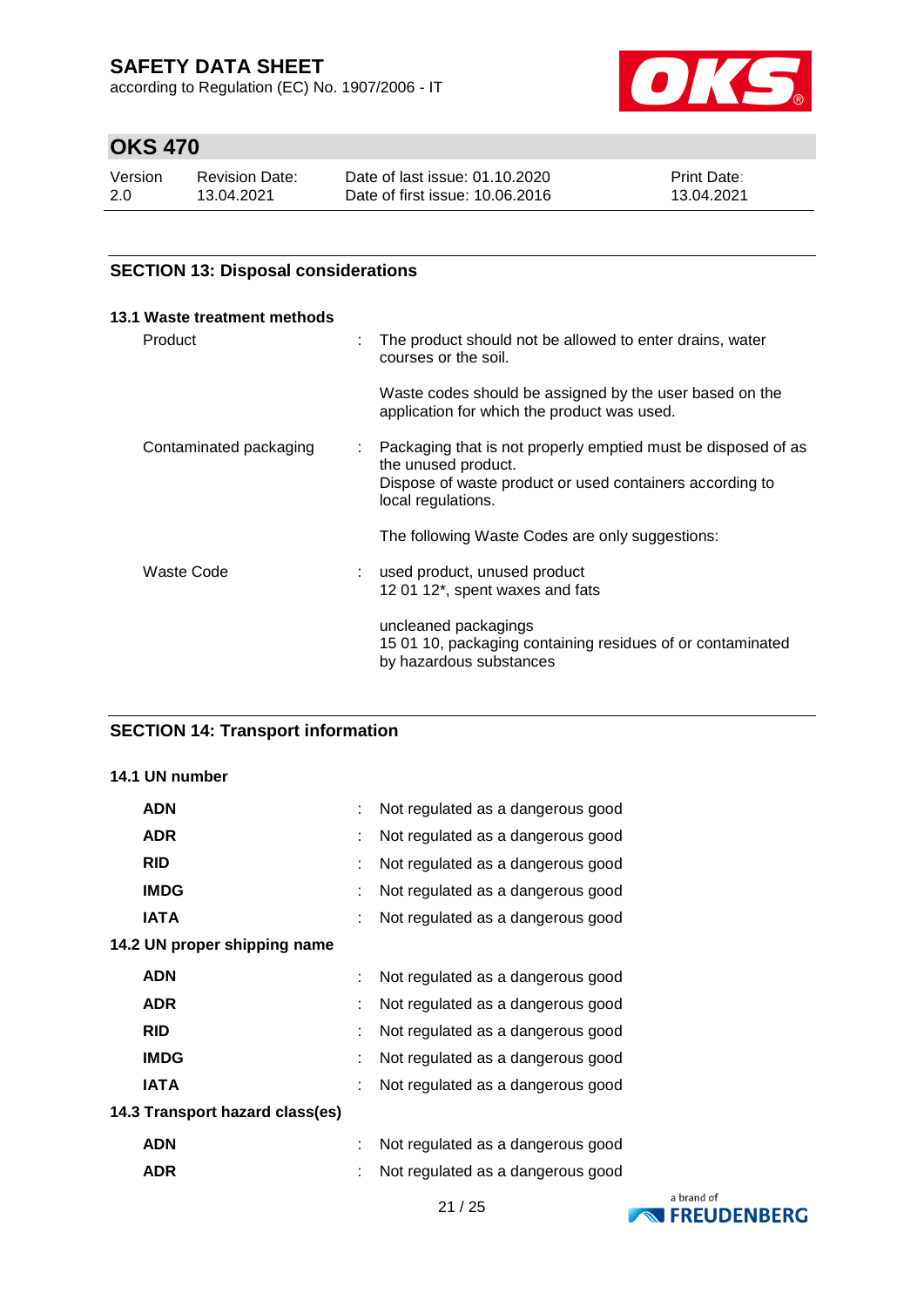## SECTION 13: Disposal considerations

### 13.1 Waste treatment methods

| | | |
|---|---|---|
| Product | : | The product should not be allowed to enter drains, water courses or the soil.<br><br>Waste codes should be assigned by the user based on the application for which the product was used. |
| Contaminated packaging | : | Packaging that is not properly emptied must be disposed of as the unused product.<br>Dispose of waste product or used containers according to local regulations.<br><br>The following Waste Codes are only suggestions: |
| Waste Code | : | used product, unused product<br>12 01 12*, spent waxes and fats<br><br>uncleaned packagings<br>15 01 10, packaging containing residues of or contaminated by hazardous substances |

## SECTION 14: Transport information

### 14.1 UN number

| | | |
|---|---|---|
| **ADN** | : | Not regulated as a dangerous good |
| **ADR** | : | Not regulated as a dangerous good |
| **RID** | : | Not regulated as a dangerous good |
| **IMDG** | : | Not regulated as a dangerous good |
| **IATA** | : | Not regulated as a dangerous good |

### 14.2 UN proper shipping name

| | | |
|---|---|---|
| **ADN** | : | Not regulated as a dangerous good |
| **ADR** | : | Not regulated as a dangerous good |
| **RID** | : | Not regulated as a dangerous good |
| **IMDG** | : | Not regulated as a dangerous good |
| **IATA** | : | Not regulated as a dangerous good |

### 14.3 Transport hazard class(es)

| | | |
|---|---|---|
| **ADN** | : | Not regulated as a dangerous good |
| **ADR** | : | Not regulated as a dangerous good |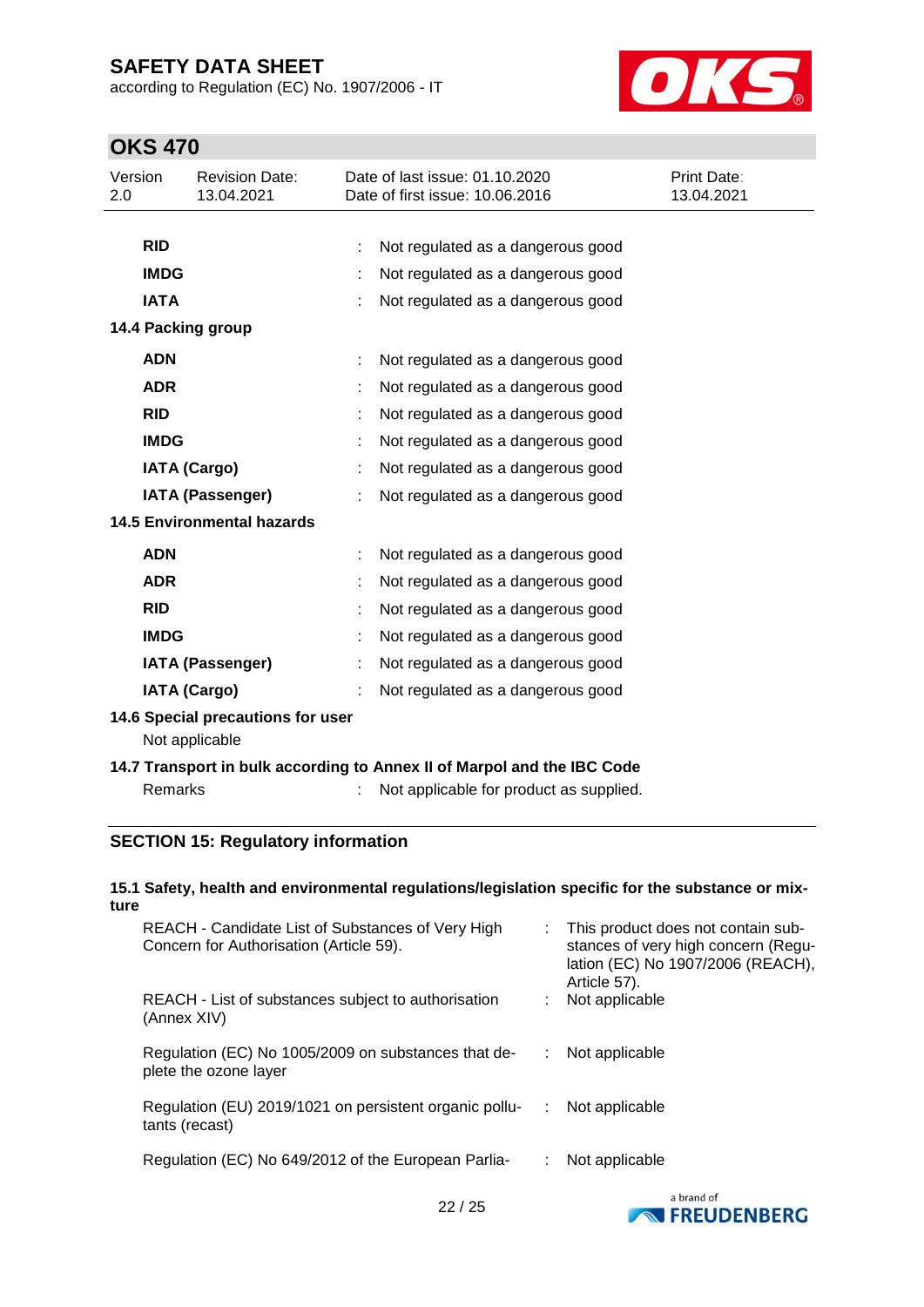| | | |
|---|---|---|
| **RID** | : | Not regulated as a dangerous good |
| **IMDG** | : | Not regulated as a dangerous good |
| **IATA** | : | Not regulated as a dangerous good |

**14.4 Packing group**

| | | |
|---|---|---|
| **ADN** | : | Not regulated as a dangerous good |
| **ADR** | : | Not regulated as a dangerous good |
| **RID** | : | Not regulated as a dangerous good |
| **IMDG** | : | Not regulated as a dangerous good |
| **IATA (Cargo)** | : | Not regulated as a dangerous good |
| **IATA (Passenger)** | : | Not regulated as a dangerous good |

**14.5 Environmental hazards**

| | | |
|---|---|---|
| **ADN** | : | Not regulated as a dangerous good |
| **ADR** | : | Not regulated as a dangerous good |
| **RID** | : | Not regulated as a dangerous good |
| **IMDG** | : | Not regulated as a dangerous good |
| **IATA (Passenger)** | : | Not regulated as a dangerous good |
| **IATA (Cargo)** | : | Not regulated as a dangerous good |

**14.6 Special precautions for user**

Not applicable

**14.7 Transport in bulk according to Annex II of Marpol and the IBC Code**

Remarks : Not applicable for product as supplied.

## SECTION 15: Regulatory information

**15.1 Safety, health and environmental regulations/legislation specific for the substance or mixture**

| | | |
|---|---|---|
| REACH - Candidate List of Substances of Very High Concern for Authorisation (Article 59). | : | This product does not contain substances of very high concern (Regulation (EC) No 1907/2006 (REACH), Article 57). |
| REACH - List of substances subject to authorisation (Annex XIV) | : | Not applicable |
| Regulation (EC) No 1005/2009 on substances that deplete the ozone layer | : | Not applicable |
| Regulation (EU) 2019/1021 on persistent organic pollutants (recast) | : | Not applicable |
| Regulation (EC) No 649/2012 of the European Parlia- | : | Not applicable |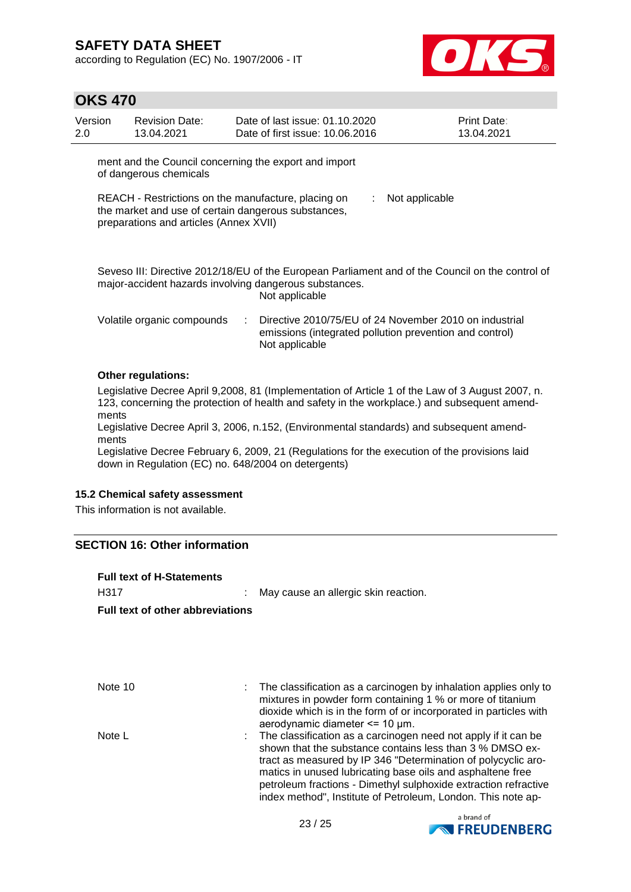ment and the Council concerning the export and import of dangerous chemicals

REACH - Restrictions on the manufacture, placing on the market and use of certain dangerous substances, preparations and articles (Annex XVII) : Not applicable

Seveso III: Directive 2012/18/EU of the European Parliament and of the Council on the control of major-accident hazards involving dangerous substances.
Not applicable

Volatile organic compounds : Directive 2010/75/EU of 24 November 2010 on industrial emissions (integrated pollution prevention and control)
Not applicable

**Other regulations:**

Legislative Decree April 9,2008, 81 (Implementation of Article 1 of the Law of 3 August 2007, n. 123, concerning the protection of health and safety in the workplace.) and subsequent amendments
Legislative Decree April 3, 2006, n.152, (Environmental standards) and subsequent amendments
Legislative Decree February 6, 2009, 21 (Regulations for the execution of the provisions laid down in Regulation (EC) no. 648/2004 on detergents)

### 15.2 Chemical safety assessment

This information is not available.

## SECTION 16: Other information

**Full text of H-Statements**

H317 : May cause an allergic skin reaction.

**Full text of other abbreviations**

Note 10 : The classification as a carcinogen by inhalation applies only to mixtures in powder form containing 1 % or more of titanium dioxide which is in the form of or incorporated in particles with aerodynamic diameter <= 10 µm.

Note L : The classification as a carcinogen need not apply if it can be shown that the substance contains less than 3 % DMSO extract as measured by IP 346 "Determination of polycyclic aromatics in unused lubricating base oils and asphaltene free petroleum fractions - Dimethyl sulphoxide extraction refractive index method", Institute of Petroleum, London. This note ap-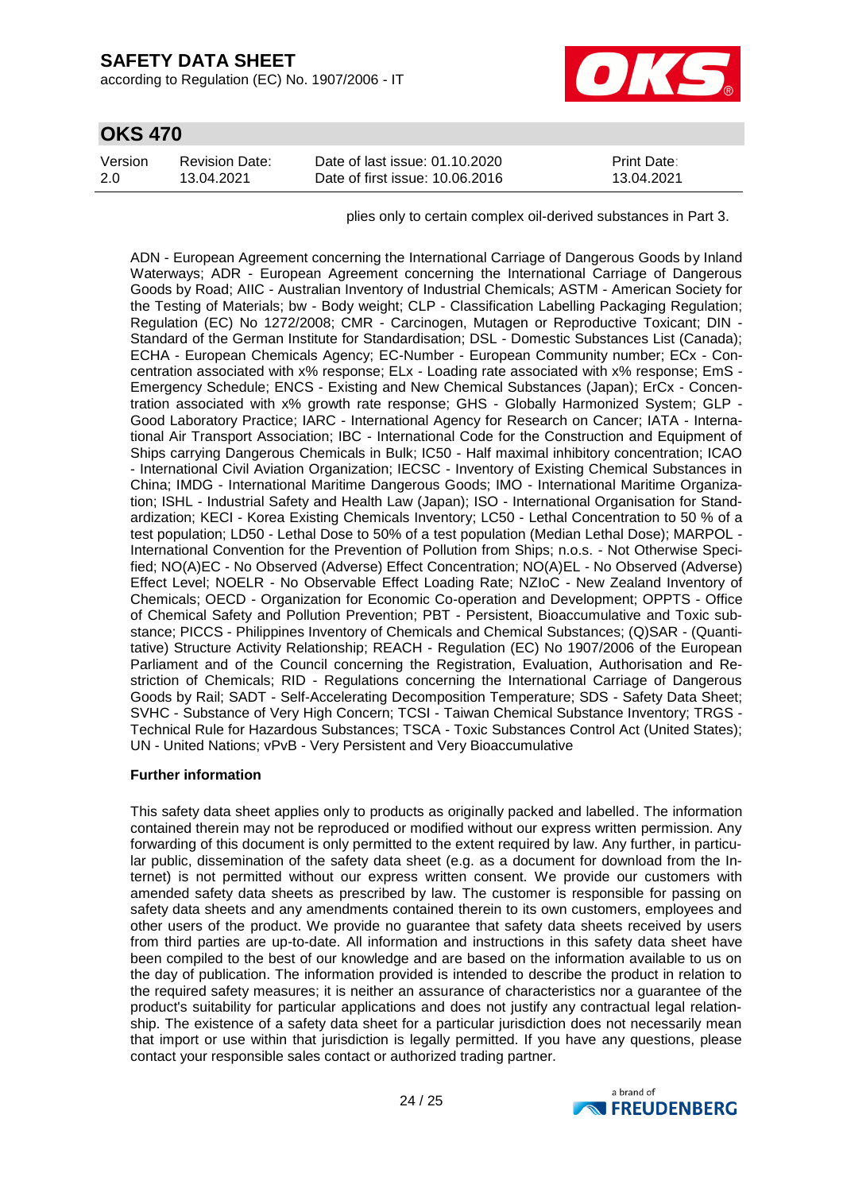plies only to certain complex oil-derived substances in Part 3.

ADN - European Agreement concerning the International Carriage of Dangerous Goods by Inland Waterways; ADR - European Agreement concerning the International Carriage of Dangerous Goods by Road; AIIC - Australian Inventory of Industrial Chemicals; ASTM - American Society for the Testing of Materials; bw - Body weight; CLP - Classification Labelling Packaging Regulation; Regulation (EC) No 1272/2008; CMR - Carcinogen, Mutagen or Reproductive Toxicant; DIN - Standard of the German Institute for Standardisation; DSL - Domestic Substances List (Canada); ECHA - European Chemicals Agency; EC-Number - European Community number; ECx - Concentration associated with x% response; ELx - Loading rate associated with x% response; EmS - Emergency Schedule; ENCS - Existing and New Chemical Substances (Japan); ErCx - Concentration associated with x% growth rate response; GHS - Globally Harmonized System; GLP - Good Laboratory Practice; IARC - International Agency for Research on Cancer; IATA - International Air Transport Association; IBC - International Code for the Construction and Equipment of Ships carrying Dangerous Chemicals in Bulk; IC50 - Half maximal inhibitory concentration; ICAO - International Civil Aviation Organization; IECSC - Inventory of Existing Chemical Substances in China; IMDG - International Maritime Dangerous Goods; IMO - International Maritime Organization; ISHL - Industrial Safety and Health Law (Japan); ISO - International Organisation for Standardization; KECI - Korea Existing Chemicals Inventory; LC50 - Lethal Concentration to 50 % of a test population; LD50 - Lethal Dose to 50% of a test population (Median Lethal Dose); MARPOL - International Convention for the Prevention of Pollution from Ships; n.o.s. - Not Otherwise Specified; NO(A)EC - No Observed (Adverse) Effect Concentration; NO(A)EL - No Observed (Adverse) Effect Level; NOELR - No Observable Effect Loading Rate; NZIoC - New Zealand Inventory of Chemicals; OECD - Organization for Economic Co-operation and Development; OPPTS - Office of Chemical Safety and Pollution Prevention; PBT - Persistent, Bioaccumulative and Toxic substance; PICCS - Philippines Inventory of Chemicals and Chemical Substances; (Q)SAR - (Quantitative) Structure Activity Relationship; REACH - Regulation (EC) No 1907/2006 of the European Parliament and of the Council concerning the Registration, Evaluation, Authorisation and Restriction of Chemicals; RID - Regulations concerning the International Carriage of Dangerous Goods by Rail; SADT - Self-Accelerating Decomposition Temperature; SDS - Safety Data Sheet; SVHC - Substance of Very High Concern; TCSI - Taiwan Chemical Substance Inventory; TRGS - Technical Rule for Hazardous Substances; TSCA - Toxic Substances Control Act (United States); UN - United Nations; vPvB - Very Persistent and Very Bioaccumulative

**Further information**

This safety data sheet applies only to products as originally packed and labelled. The information contained therein may not be reproduced or modified without our express written permission. Any forwarding of this document is only permitted to the extent required by law. Any further, in particular public, dissemination of the safety data sheet (e.g. as a document for download from the Internet) is not permitted without our express written consent. We provide our customers with amended safety data sheets as prescribed by law. The customer is responsible for passing on safety data sheets and any amendments contained therein to its own customers, employees and other users of the product. We provide no guarantee that safety data sheets received by users from third parties are up-to-date. All information and instructions in this safety data sheet have been compiled to the best of our knowledge and are based on the information available to us on the day of publication. The information provided is intended to describe the product in relation to the required safety measures; it is neither an assurance of characteristics nor a guarantee of the product's suitability for particular applications and does not justify any contractual legal relationship. The existence of a safety data sheet for a particular jurisdiction does not necessarily mean that import or use within that jurisdiction is legally permitted. If you have any questions, please contact your responsible sales contact or authorized trading partner.